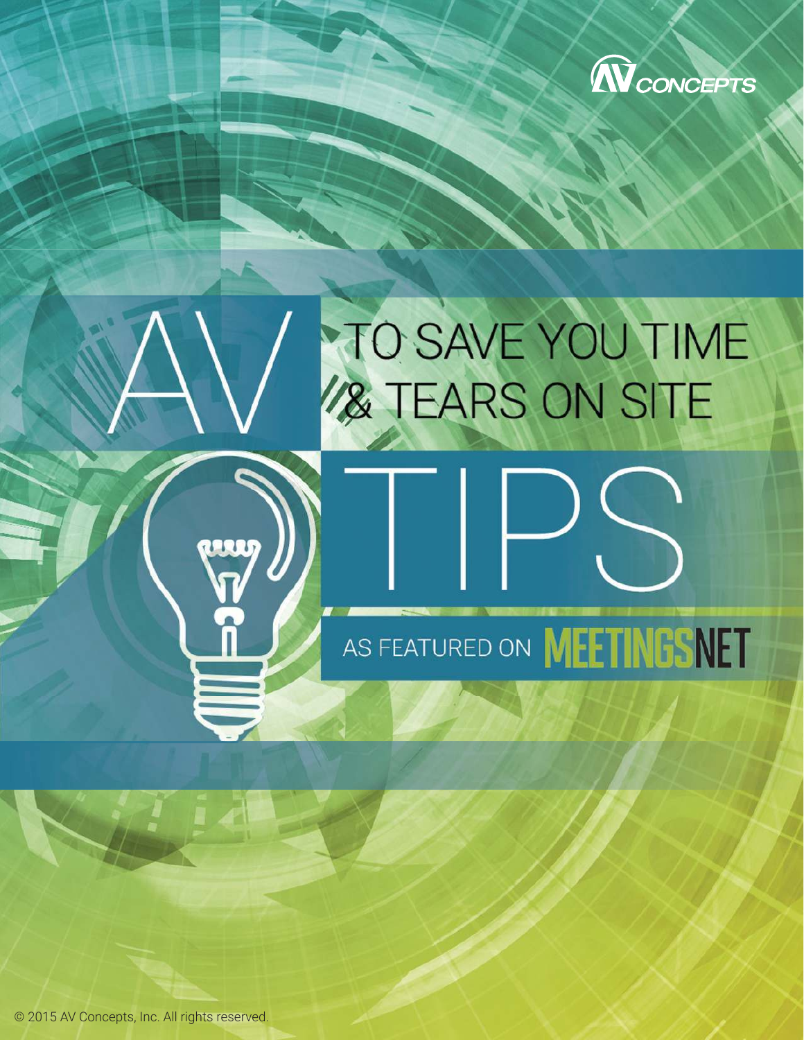AV CONCEPTS

# AV TIPS

## TO SAVE YOU TIME & TEARS ON SITE

AS FEATURED ON MEETINGSNET

© 2015 AV Concepts, Inc. All rights reserved.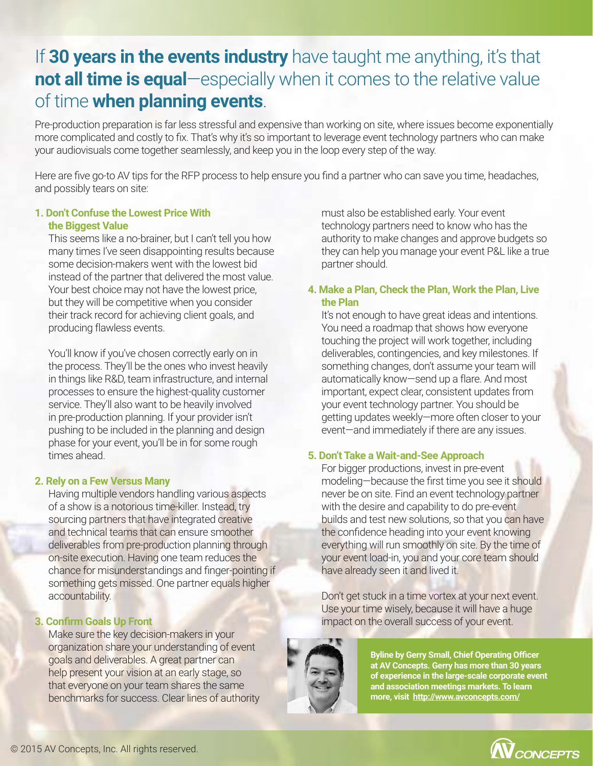# If **30 years in the events industry** have taught me anything, it's that **not all time is equal**—especially when it comes to the relative value of time **when planning events**.

Pre-production preparation is far less stressful and expensive than working on site, where issues become exponentially more complicated and costly to fix. That's why it's so important to leverage event technology partners who can make your audiovisuals come together seamlessly, and keep you in the loop every step of the way.

Here are five go-to AV tips for the RFP process to help ensure you find a partner who can save you time, headaches, and possibly tears on site:

### 1. Don't Confuse the Lowest Price With the Biggest Value

This seems like a no-brainer, but I can't tell you how many times I've seen disappointing results because some decision-makers went with the lowest bid instead of the partner that delivered the most value. Your best choice may not have the lowest price, but they will be competitive when you consider their track record for achieving client goals, and producing flawless events.

You'll know if you've chosen correctly early on in the process. They'll be the ones who invest heavily in things like R&D, team infrastructure, and internal processes to ensure the highest-quality customer service. They'll also want to be heavily involved in pre-production planning. If your provider isn't pushing to be included in the planning and design phase for your event, you'll be in for some rough times ahead.

### 2. Rely on a Few Versus Many

Having multiple vendors handling various aspects of a show is a notorious time-killer. Instead, try sourcing partners that have integrated creative and technical teams that can ensure smoother deliverables from pre-production planning through on-site execution. Having one team reduces the chance for misunderstandings and finger-pointing if something gets missed. One partner equals higher accountability.

### 3. Confirm Goals Up Front

Make sure the key decision-makers in your organization share your understanding of event goals and deliverables. A great partner can help present your vision at an early stage, so that everyone on your team shares the same benchmarks for success. Clear lines of authority must also be established early. Your event technology partners need to know who has the authority to make changes and approve budgets so they can help you manage your event P&L like a true partner should.

### 4. Make a Plan, Check the Plan, Work the Plan, Live the Plan

It's not enough to have great ideas and intentions. You need a roadmap that shows how everyone touching the project will work together, including deliverables, contingencies, and key milestones. If something changes, don't assume your team will automatically know—send up a flare. And most important, expect clear, consistent updates from your event technology partner. You should be getting updates weekly—more often closer to your event—and immediately if there are any issues.

### 5. Don't Take a Wait-and-See Approach

For bigger productions, invest in pre-event modeling—because the first time you see it should never be on site. Find an event technology partner with the desire and capability to do pre-event builds and test new solutions, so that you can have the confidence heading into your event knowing everything will run smoothly on site. By the time of your event load-in, you and your core team should have already seen it and lived it.

Don't get stuck in a time vortex at your next event. Use your time wisely, because it will have a huge impact on the overall success of your event.

**Byline by Gerry Small, Chief Operating Officer at AV Concepts. Gerry has more than 30 years of experience in the large-scale corporate event and association meetings markets. To learn more, visit http://www.avconcepts.com/**

© 2015 AV Concepts, Inc. All rights reserved.